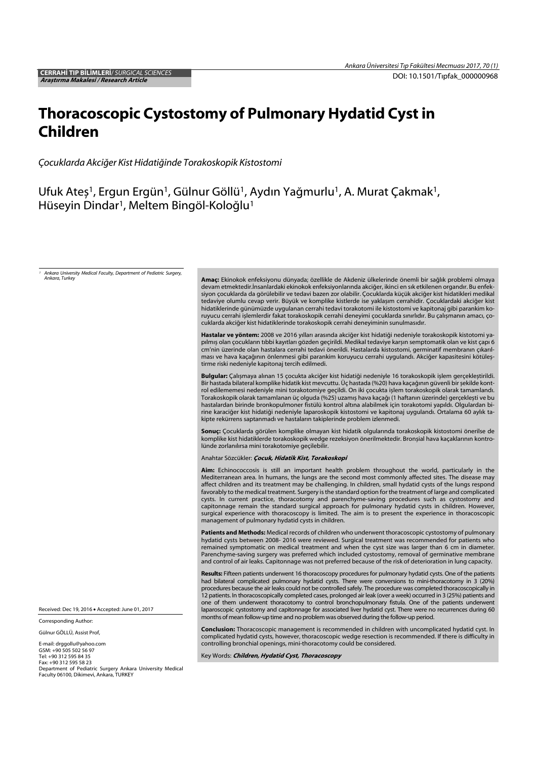**CERRAHİ TIP BİLİMLERİ**/ *SURGICAL SCIENCES*
***Araştırma Makalesi / Research Article***

DOI: 10.1501/Tıpfak_000000968

# Thoracoscopic Cystostomy of Pulmonary Hydatid Cyst in Children

*Çocuklarda Akciğer Kist Hidatiğinde Torakoskopik Kistostomi*

Ufuk Ateş[1], Ergun Ergün[1], Gülnur Göllü[1], Aydın Yağmurlu[1], A. Murat Çakmak[1], Hüseyin Dindar[1], Meltem Bingöl-Koloğlu[1]

*[1] Ankara University Medical Faculty, Department of Pediatric Surgery, Ankara, Turkey*

**Amaç:** Ekinokok enfeksiyonu dünyada; özellikle de Akdeniz ülkelerinde önemli bir sağlık problemi olmaya devam etmektedir.İnsanlardaki ekinokok enfeksiyonlarında akciğer, ikinci en sık etkilenen organdır. Bu enfeksiyon çocuklarda da görülebilir ve tedavi bazen zor olabilir. Çocuklarda küçük akciğer kist hidatikleri medikal tedaviye olumlu cevap verir. Büyük ve komplike kistlerde ise yaklaşım cerrahidir. Çocuklardaki akciğer kist hidatiklerinde günümüzde uygulanan cerrahi tedavi torakotomi ile kistostomi ve kapitonaj gibi parankim koruyucu cerrahi işlemlerdir fakat torakoskopik cerrahi deneyimi çocuklarda sınırlıdır. Bu çalışmanın amacı, çocuklarda akciğer kist hidatiklerinde torakoskopik cerrahi deneyiminin sunulmasıdır.

**Hastalar ve yöntem:** 2008 ve 2016 yılları arasında akciğer kist hidatiği nedeniyle torakoskopik kistotomi yapılmış olan çocukların tıbbi kayıtları gözden geçirildi. Medikal tedaviye karşın semptomatik olan ve kist çapı 6 cm'nin üzerinde olan hastalara cerrahi tedavi önerildi. Hastalarda kistostomi, germinatif membranın çıkarılması ve hava kaçağının önlenmesi gibi parankim koruyucu cerrahi uygulandı. Akciğer kapasitesini kötüleştirme riski nedeniyle kapitonaj tercih edilmedi.

**Bulgular:** Çalışmaya alınan 15 çocukta akciğer kist hidatiği nedeniyle 16 torakoskopik işlem gerçekleştirildi. Bir hastada bilateral komplike hidatik kist mevcuttu. Üç hastada (%20) hava kaçağının güvenli bir şekilde kontrol edilememesi nedeniyle mini torakotomiye geçildi. On iki çocukta işlem torakoskopik olarak tamamlandı. Torakoskopik olarak tamamlanan üç olguda (%25) uzamış hava kaçağı (1 haftanın üzerinde) gerçekleşti ve bu hastalardan birinde bronkopulmoner fistülü kontrol altına alabilmek için torakotomi yapıldı. Olgulardan birine karaciğer kist hidatiği nedeniyle laparoskopik kistostomi ve kapitonaj uygulandı. Ortalama 60 aylık takipte rekürrens saptanmadı ve hastaların takiplerinde problem izlenmedi.

**Sonuç:** Çocuklarda görülen komplike olmayan kist hidatik olgularında torakoskopik kistostomi önerilse de komplike kist hidatiklerde torakoskopik wedge rezeksiyon önerilmektedir. Bronşial hava kaçaklarının kontrolünde zorlanılırsa mini torakotomiye geçilebilir.

Anahtar Sözcükler: ***Çocuk, Hidatik Kist, Torakoskopi***

**Aim:** Echinococcosis is still an important health problem throughout the world, particularly in the Mediterranean area. In humans, the lungs are the second most commonly affected sites. The disease may affect children and its treatment may be challenging. In children, small hydatid cysts of the lungs respond favorably to the medical treatment. Surgery is the standard option for the treatment of large and complicated cysts. In current practice, thoracotomy and parenchyme-saving procedures such as cystostomy and capitonnage remain the standard surgical approach for pulmonary hydatid cysts in children. However, surgical experience with thoracoscopy is limited. The aim is to present the experience in thoracoscopic management of pulmonary hydatid cysts in children.

**Patients and Methods:** Medical records of children who underwent thoracoscopic cystostomy of pulmonary hydatid cysts between 2008- 2016 were reviewed. Surgical treatment was recommended for patients who remained symptomatic on medical treatment and when the cyst size was larger than 6 cm in diameter. Parenchyme-saving surgery was preferred which included cystostomy, removal of germinative membrane and control of air leaks. Capitonnage was not preferred because of the risk of deterioration in lung capacity.

**Results:** Fifteen patients underwent 16 thoracoscopy procedures for pulmonary hydatid cysts. One of the patients had bilateral complicated pulmonary hydatid cysts. There were conversions to mini-thoracotomy in 3 (20%) procedures because the air leaks could not be controlled safely. The procedure was completed thoracoscopically in 12 patients. In thoracoscopically completed cases, prolonged air leak (over a week) occurred in 3 (25%) patients and one of them underwent thoracotomy to control bronchopulmonary fistula. One of the patients underwent laparoscopic cystostomy and capitonnage for associated liver hydatid cyst. There were no recurrences during 60 months of mean follow-up time and no problem was observed during the follow-up period.

**Conclusion:** Thoracoscopic management is recommended in children with uncomplicated hydatid cyst. In complicated hydatid cysts, however, thoracoscopic wedge resection is recommended. If there is difficulty in controlling bronchial openings, mini-thoracotomy could be considered.

Key Words: ***Children, Hydatid Cyst, Thoracoscopy***

Received: Dec 19, 2016 • Accepted: June 01, 2017

Corresponding Author:

Gülnur GÖLLÜ, Assist Prof,

E-mail: drggollu@yahoo.com
GSM: +90 505 502 56 97
Tel: +90 312 595 84 35
Fax: +90 312 595 58 23
Department of Pediatric Surgery Ankara University Medical Faculty 06100, Dikimevi, Ankara, TURKEY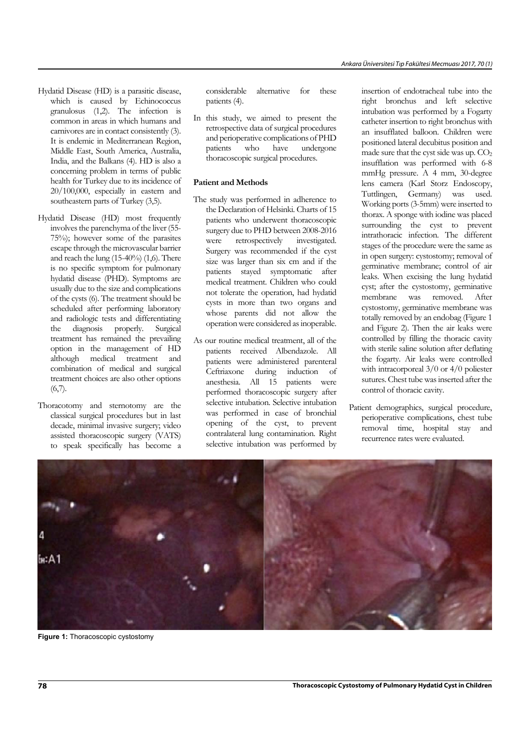Hydatid Disease (HD) is a parasitic disease, which is caused by Echinococcus granulosus (1,2). The infection is common in areas in which humans and carnivores are in contact consistently (3). It is endemic in Mediterranean Region, Middle East, South America, Australia, India, and the Balkans (4). HD is also a concerning problem in terms of public health for Turkey due to its incidence of 20/100,000, especially in eastern and southeastern parts of Turkey (3,5).

Hydatid Disease (HD) most frequently involves the parenchyma of the liver (55-75%); however some of the parasites escape through the microvascular barrier and reach the lung (15-40%) (1,6). There is no specific symptom for pulmonary hydatid disease (PHD). Symptoms are usually due to the size and complications of the cysts (6). The treatment should be scheduled after performing laboratory and radiologic tests and differentiating the diagnosis properly. Surgical treatment has remained the prevailing option in the management of HD although medical treatment and combination of medical and surgical treatment choices are also other options (6,7).

Thoracotomy and sternotomy are the classical surgical procedures but in last decade, minimal invasive surgery; video assisted thoracoscopic surgery (VATS) to speak specifically has become a considerable alternative for these patients (4).

In this study, we aimed to present the retrospective data of surgical procedures and perioperative complications of PHD patients who have undergone thoracoscopic surgical procedures.

## Patient and Methods

The study was performed in adherence to the Declaration of Helsinki. Charts of 15 patients who underwent thoracoscopic surgery due to PHD between 2008-2016 were retrospectively investigated. Surgery was recommended if the cyst size was larger than six cm and if the patients stayed symptomatic after medical treatment. Children who could not tolerate the operation, had hydatid cysts in more than two organs and whose parents did not allow the operation were considered as inoperable.

As our routine medical treatment, all of the patients received Albendazole. All patients were administered parenteral Ceftriaxone during induction of anesthesia. All 15 patients were performed thoracoscopic surgery after selective intubation. Selective intubation was performed in case of bronchial opening of the cyst, to prevent contralateral lung contamination. Right selective intubation was performed by insertion of endotracheal tube into the right bronchus and left selective intubation was performed by a Fogarty catheter insertion to right bronchus with an insufflated balloon. Children were positioned lateral decubitus position and made sure that the cyst side was up. $CO_2$ insufflation was performed with 6-8 mmHg pressure. A 4 mm, 30-degree lens camera (Karl Storz Endoscopy, Tuttlingen, Germany) was used. Working ports (3-5mm) were inserted to thorax. A sponge with iodine was placed surrounding the cyst to prevent intrathoracic infection. The different stages of the procedure were the same as in open surgery: cystostomy; removal of germinative membrane; control of air leaks. When excising the lung hydatid cyst; after the cystostomy, germinative membrane was removed. After cystostomy, germinative membrane was totally removed by an endobag (Figure 1 and Figure 2). Then the air leaks were controlled by filling the thoracic cavity with sterile saline solution after deflating the fogarty. Air leaks were controlled with intracorporeal 3/0 or 4/0 poliester sutures. Chest tube was inserted after the control of thoracic cavity.

Patient demographics, surgical procedure, perioperative complications, chest tube removal time, hospital stay and recurrence rates were evaluated.

**Figure 1:** Thoracoscopic cystostomy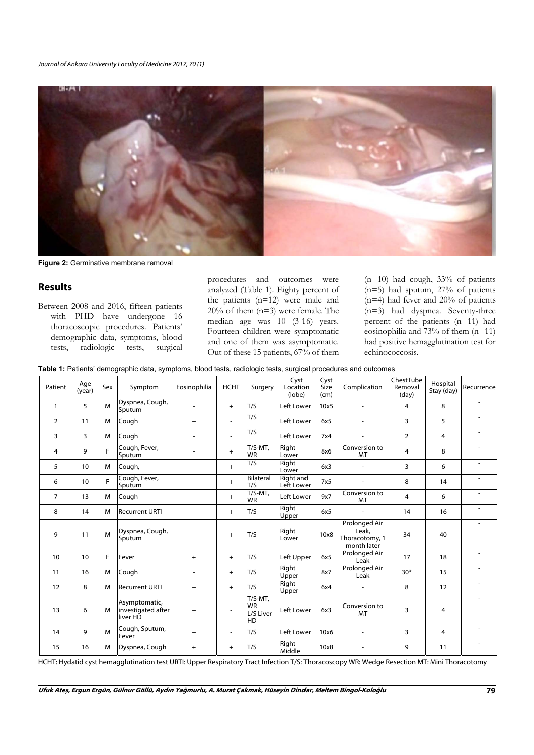Figure 2: Germinative membrane removal

## Results

Between 2008 and 2016, fifteen patients with PHD have undergone 16 thoracoscopic procedures. Patients' demographic data, symptoms, blood tests, radiologic tests, surgical procedures and outcomes were analyzed (Table 1). Eighty percent of the patients (n=12) were male and 20% of them (n=3) were female. The median age was 10 (3-16) years. Fourteen children were symptomatic and one of them was asymptomatic. Out of these 15 patients, 67% of them (n=10) had cough, 33% of patients (n=5) had sputum, 27% of patients (n=4) had fever and 20% of patients (n=3) had dyspnea. Seventy-three percent of the patients (n=11) had eosinophilia and 73% of them (n=11) had positive hemagglutination test for echinococcosis.

**Table 1:** Patients' demographic data, symptoms, blood tests, radiologic tests, surgical procedures and outcomes

| Patient | Age (year) | Sex | Symptom | Eosinophilia | HCHT | Surgery | Cyst Location (lobe) | Cyst Size (cm) | Complication | ChestTube Removal (day) | Hospital Stay (day) | Recurrence |
|---|---|---|---|---|---|---|---|---|---|---|---|---|
| 1 | 5 | M | Dyspnea, Cough, Sputum | - | + | T/S | Left Lower | 10x5 | - | 4 | 8 | - |
| 2 | 11 | M | Cough | + | - | T/S | Left Lower | 6x5 | - | 3 | 5 | - |
| 3 | 3 | M | Cough | - | - | T/S | Left Lower | 7x4 | - | 2 | 4 | - |
| 4 | 9 | F | Cough, Fever, Sputum | - | + | T/S-MT, WR | Right Lower | 8x6 | Conversion to MT | 4 | 8 | - |
| 5 | 10 | M | Cough, | + | + | T/S | Right Lower | 6x3 | - | 3 | 6 | - |
| 6 | 10 | F | Cough, Fever, Sputum | + | + | Bilateral T/S | Right and Left Lower | 7x5 | - | 8 | 14 | - |
| 7 | 13 | M | Cough | + | + | T/S-MT, WR | Left Lower | 9x7 | Conversion to MT | 4 | 6 | - |
| 8 | 14 | M | Recurrent URTI | + | + | T/S | Right Upper | 6x5 | - | 14 | 16 | - |
| 9 | 11 | M | Dyspnea, Cough, Sputum | + | + | T/S | Right Lower | 10x8 | Prolonged Air Leak, Thoracotomy, 1 month later | 34 | 40 | - |
| 10 | 10 | F | Fever | + | + | T/S | Left Upper | 6x5 | Prolonged Air Leak | 17 | 18 | - |
| 11 | 16 | M | Cough | - | + | T/S | Right Upper | 8x7 | Prolonged Air Leak | 30* | 15 | - |
| 12 | 8 | M | Recurrent URTI | + | + | T/S | Right Upper | 6x4 | - | 8 | 12 | - |
| 13 | 6 | M | Asymptomatic, investigated after liver HD | + | - | T/S-MT, WR L/S Liver HD | Left Lower | 6x3 | Conversion to MT | 3 | 4 | - |
| 14 | 9 | M | Cough, Sputum, Fever | + | - | T/S | Left Lower | 10x6 | - | 3 | 4 | - |
| 15 | 16 | M | Dyspnea, Cough | + | + | T/S | Right Middle | 10x8 | - | 9 | 11 | - |

HCHT: Hydatid cyst hemagglutination test URTI: Upper Respiratory Tract Infection T/S: Thoracoscopy WR: Wedge Resection MT: Mini Thoracotomy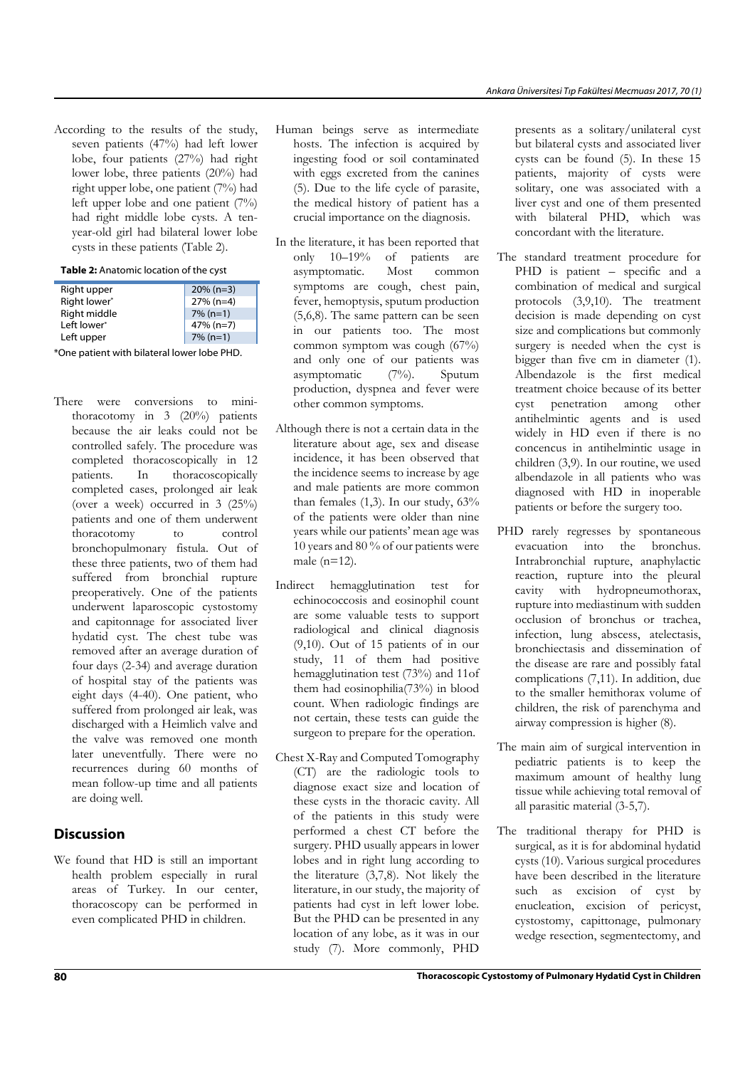According to the results of the study, seven patients (47%) had left lower lobe, four patients (27%) had right lower lobe, three patients (20%) had right upper lobe, one patient (7%) had left upper lobe and one patient (7%) had right middle lobe cysts. A ten-year-old girl had bilateral lower lobe cysts in these patients (Table 2).

**Table 2:** Anatomic location of the cyst

| | |
|---|---|
| Right upper | 20% (n=3) |
| Right lower* | 27% (n=4) |
| Right middle | 7% (n=1) |
| Left lower* | 47% (n=7) |
| Left upper | 7% (n=1) |

*One patient with bilateral lower lobe PHD.

There were conversions to mini-thoracotomy in 3 (20%) patients because the air leaks could not be controlled safely. The procedure was completed thoracoscopically in 12 patients. In thoracoscopically completed cases, prolonged air leak (over a week) occurred in 3 (25%) patients and one of them underwent thoracotomy to control bronchopulmonary fistula. Out of these three patients, two of them had suffered from bronchial rupture preoperatively. One of the patients underwent laparoscopic cystostomy and capitonnage for associated liver hydatid cyst. The chest tube was removed after an average duration of four days (2-34) and average duration of hospital stay of the patients was eight days (4-40). One patient, who suffered from prolonged air leak, was discharged with a Heimlich valve and the valve was removed one month later uneventfully. There were no recurrences during 60 months of mean follow-up time and all patients are doing well.

## Discussion

We found that HD is still an important health problem especially in rural areas of Turkey. In our center, thoracoscopy can be performed in even complicated PHD in children.

Human beings serve as intermediate hosts. The infection is acquired by ingesting food or soil contaminated with eggs excreted from the canines (5). Due to the life cycle of parasite, the medical history of patient has a crucial importance on the diagnosis.

In the literature, it has been reported that only 10–19% of patients are asymptomatic. Most common symptoms are cough, chest pain, fever, hemoptysis, sputum production (5,6,8). The same pattern can be seen in our patients too. The most common symptom was cough (67%) and only one of our patients was asymptomatic (7%). Sputum production, dyspnea and fever were other common symptoms.

Although there is not a certain data in the literature about age, sex and disease incidence, it has been observed that the incidence seems to increase by age and male patients are more common than females (1,3). In our study, 63% of the patients were older than nine years while our patients' mean age was 10 years and 80 % of our patients were male (n=12).

Indirect hemagglutination test for echinococcosis and eosinophil count are some valuable tests to support radiological and clinical diagnosis (9,10). Out of 15 patients of in our study, 11 of them had positive hemagglutination test (73%) and 11of them had eosinophilia(73%) in blood count. When radiologic findings are not certain, these tests can guide the surgeon to prepare for the operation.

Chest X-Ray and Computed Tomography (CT) are the radiologic tools to diagnose exact size and location of these cysts in the thoracic cavity. All of the patients in this study were performed a chest CT before the surgery. PHD usually appears in lower lobes and in right lung according to the literature (3,7,8). Not likely the literature, in our study, the majority of patients had cyst in left lower lobe. But the PHD can be presented in any location of any lobe, as it was in our study (7). More commonly, PHD presents as a solitary/unilateral cyst but bilateral cysts and associated liver cysts can be found (5). In these 15 patients, majority of cysts were solitary, one was associated with a liver cyst and one of them presented with bilateral PHD, which was concordant with the literature.

The standard treatment procedure for PHD is patient – specific and a combination of medical and surgical protocols (3,9,10). The treatment decision is made depending on cyst size and complications but commonly surgery is needed when the cyst is bigger than five cm in diameter (1). Albendazole is the first medical treatment choice because of its better cyst penetration among other antihelmintic agents and is used widely in HD even if there is no concencus in antihelmintic usage in children (3,9). In our routine, we used albendazole in all patients who was diagnosed with HD in inoperable patients or before the surgery too.

PHD rarely regresses by spontaneous evacuation into the bronchus. Intrabronchial rupture, anaphylactic reaction, rupture into the pleural cavity with hydropneumothorax, rupture into mediastinum with sudden occlusion of bronchus or trachea, infection, lung abscess, atelectasis, bronchiectasis and dissemination of the disease are rare and possibly fatal complications (7,11). In addition, due to the smaller hemithorax volume of children, the risk of parenchyma and airway compression is higher (8).

The main aim of surgical intervention in pediatric patients is to keep the maximum amount of healthy lung tissue while achieving total removal of all parasitic material (3-5,7).

The traditional therapy for PHD is surgical, as it is for abdominal hydatid cysts (10). Various surgical procedures have been described in the literature such as excision of cyst by enucleation, excision of pericyst, cystostomy, capittonage, pulmonary wedge resection, segmentectomy, and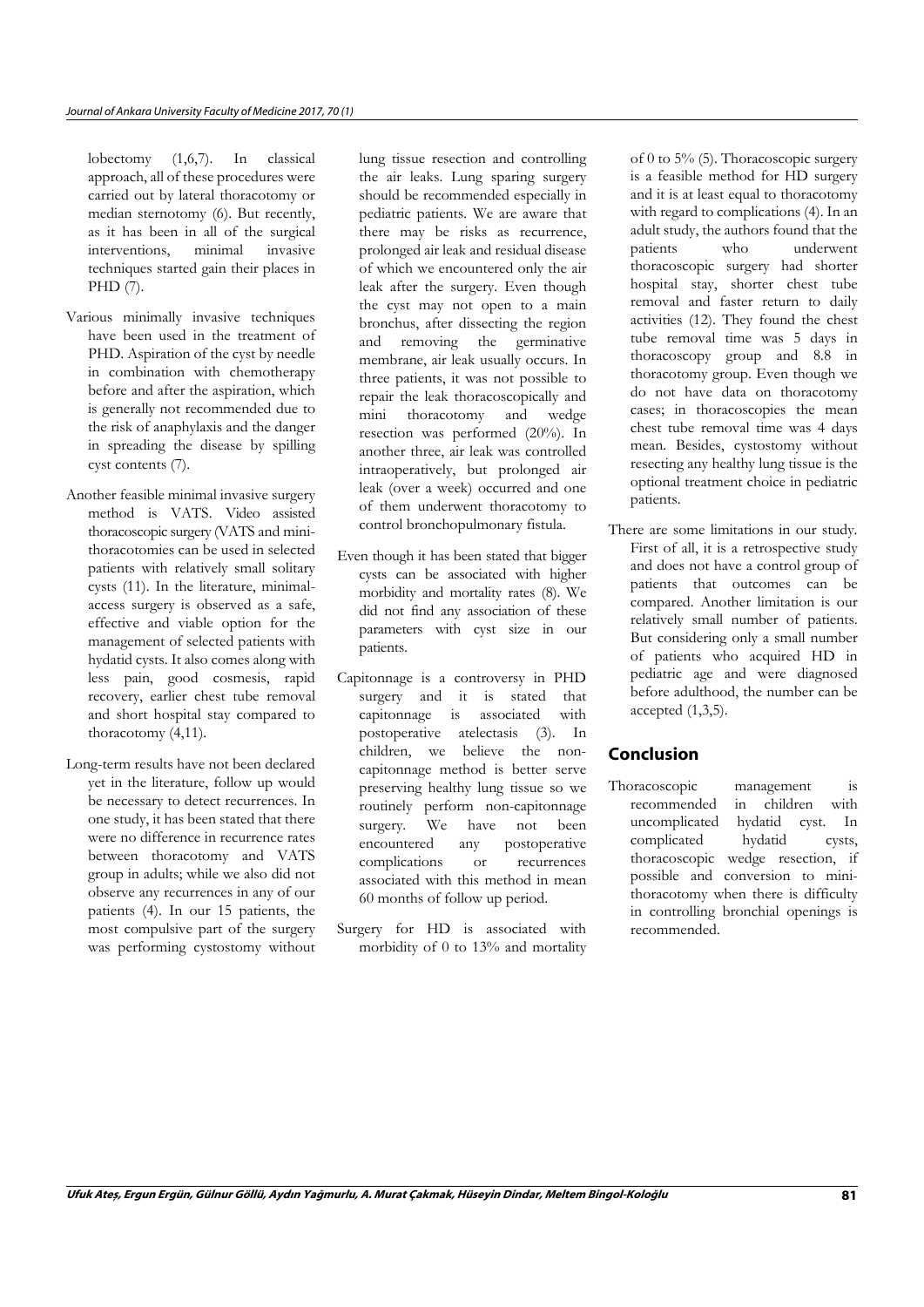lobectomy (1,6,7). In classical approach, all of these procedures were carried out by lateral thoracotomy or median sternotomy (6). But recently, as it has been in all of the surgical interventions, minimal invasive techniques started gain their places in PHD (7).

Various minimally invasive techniques have been used in the treatment of PHD. Aspiration of the cyst by needle in combination with chemotherapy before and after the aspiration, which is generally not recommended due to the risk of anaphylaxis and the danger in spreading the disease by spilling cyst contents (7).

Another feasible minimal invasive surgery method is VATS. Video assisted thoracoscopic surgery (VATS and mini-thoracotomies can be used in selected patients with relatively small solitary cysts (11). In the literature, minimal-access surgery is observed as a safe, effective and viable option for the management of selected patients with hydatid cysts. It also comes along with less pain, good cosmesis, rapid recovery, earlier chest tube removal and short hospital stay compared to thoracotomy (4,11).

Long-term results have not been declared yet in the literature, follow up would be necessary to detect recurrences. In one study, it has been stated that there were no difference in recurrence rates between thoracotomy and VATS group in adults; while we also did not observe any recurrences in any of our patients (4). In our 15 patients, the most compulsive part of the surgery was performing cystostomy without lung tissue resection and controlling the air leaks. Lung sparing surgery should be recommended especially in pediatric patients. We are aware that there may be risks as recurrence, prolonged air leak and residual disease of which we encountered only the air leak after the surgery. Even though the cyst may not open to a main bronchus, after dissecting the region and removing the germinative membrane, air leak usually occurs. In three patients, it was not possible to repair the leak thoracoscopically and mini thoracotomy and wedge resection was performed (20%). In another three, air leak was controlled intraoperatively, but prolonged air leak (over a week) occurred and one of them underwent thoracotomy to control bronchopulmonary fistula.

Even though it has been stated that bigger cysts can be associated with higher morbidity and mortality rates (8). We did not find any association of these parameters with cyst size in our patients.

Capitonnage is a controversy in PHD surgery and it is stated that capitonnage is associated with postoperative atelectasis (3). In children, we believe the non-capitonnage method is better serve preserving healthy lung tissue so we routinely perform non-capitonnage surgery. We have not been encountered any postoperative complications or recurrences associated with this method in mean 60 months of follow up period.

Surgery for HD is associated with morbidity of 0 to 13% and mortality of 0 to 5% (5). Thoracoscopic surgery is a feasible method for HD surgery and it is at least equal to thoracotomy with regard to complications (4). In an adult study, the authors found that the patients who underwent thoracoscopic surgery had shorter hospital stay, shorter chest tube removal and faster return to daily activities (12). They found the chest tube removal time was 5 days in thoracoscopy group and 8.8 in thoracotomy group. Even though we do not have data on thoracotomy cases; in thoracoscopies the mean chest tube removal time was 4 days mean. Besides, cystostomy without resecting any healthy lung tissue is the optional treatment choice in pediatric patients.

There are some limitations in our study. First of all, it is a retrospective study and does not have a control group of patients that outcomes can be compared. Another limitation is our relatively small number of patients. But considering only a small number of patients who acquired HD in pediatric age and were diagnosed before adulthood, the number can be accepted (1,3,5).

## Conclusion

Thoracoscopic management is recommended in children with uncomplicated hydatid cyst. In complicated hydatid cysts, thoracoscopic wedge resection, if possible and conversion to mini-thoracotomy when there is difficulty in controlling bronchial openings is recommended.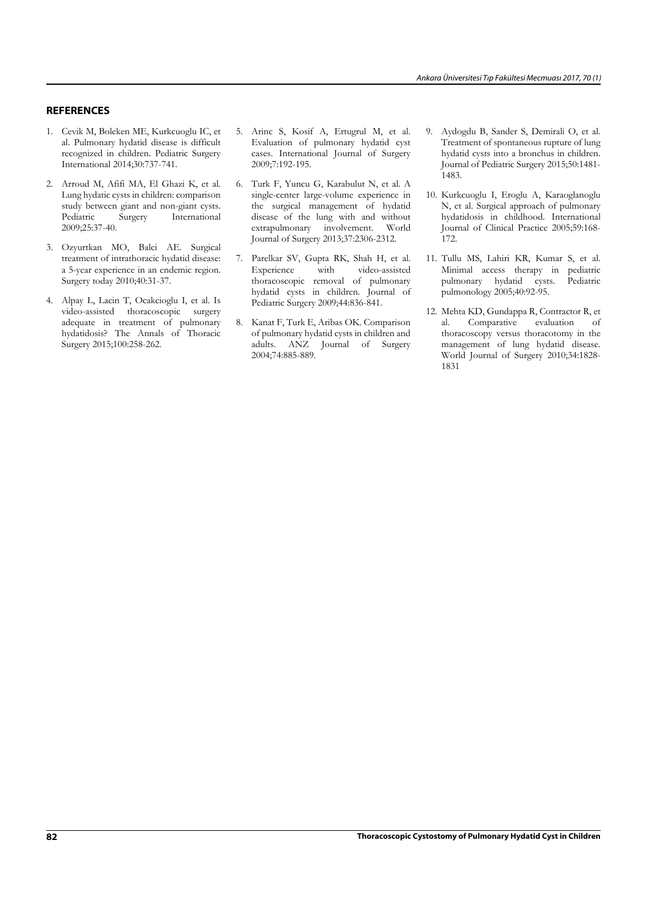## REFERENCES

1. Cevik M, Boleken ME, Kurkcuoglu IC, et al. Pulmonary hydatid disease is difficult recognized in children. Pediatric Surgery International 2014;30:737-741.
2. Arroud M, Afifi MA, El Ghazi K, et al. Lung hydatic cysts in children: comparison study between giant and non-giant cysts. Pediatric Surgery International 2009;25:37-40.
3. Ozyurtkan MO, Balci AE. Surgical treatment of intrathoracic hydatid disease: a 5-year experience in an endemic region. Surgery today 2010;40:31-37.
4. Alpay L, Lacin T, Ocakcioglu I, et al. Is video-assisted thoracoscopic surgery adequate in treatment of pulmonary hydatidosis? The Annals of Thoracic Surgery 2015;100:258-262.
5. Arinc S, Kosif A, Ertugrul M, et al. Evaluation of pulmonary hydatid cyst cases. International Journal of Surgery 2009;7:192-195.
6. Turk F, Yuncu G, Karabulut N, et al. A single-center large-volume experience in the surgical management of hydatid disease of the lung with and without extrapulmonary involvement. World Journal of Surgery 2013;37:2306-2312.
7. Parelkar SV, Gupta RK, Shah H, et al. Experience with video-assisted thoracoscopic removal of pulmonary hydatid cysts in children. Journal of Pediatric Surgery 2009;44:836-841.
8. Kanat F, Turk E, Aribas OK. Comparison of pulmonary hydatid cysts in children and adults. ANZ Journal of Surgery 2004;74:885-889.
9. Aydogdu B, Sander S, Demirali O, et al. Treatment of spontaneous rupture of lung hydatid cysts into a bronchus in children. Journal of Pediatric Surgery 2015;50:1481-1483.
10. Kurkcuoglu I, Eroglu A, Karaoglanoglu N, et al. Surgical approach of pulmonary hydatidosis in childhood. International Journal of Clinical Practice 2005;59:168-172.
11. Tullu MS, Lahiri KR, Kumar S, et al. Minimal access therapy in pediatric pulmonary hydatid cysts. Pediatric pulmonology 2005;40:92-95.
12. Mehta KD, Gundappa R, Contractor R, et al. Comparative evaluation of thoracoscopy versus thoracotomy in the management of lung hydatid disease. World Journal of Surgery 2010;34:1828-1831